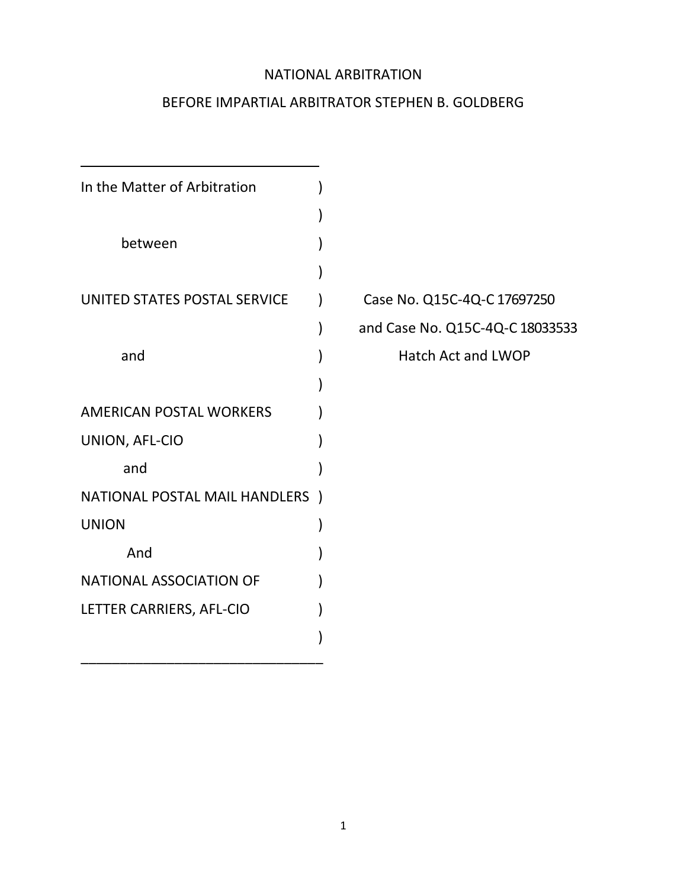NATIONAL ARBITRATION

BEFORE IMPARTIAL ARBITRATOR STEPHEN B. GOLDBERG

In the Matter of Arbitration

between

UNITED STATES POSTAL SERVICE

and

AMERICAN POSTAL WORKERS UNION, AFL-CIO

and

NATIONAL POSTAL MAIL HANDLERS UNION

And

NATIONAL ASSOCIATION OF LETTER CARRIERS, AFL-CIO

Case No. Q15C-4Q-C 17697250

and Case No. Q15C-4Q-C 18033533

Hatch Act and LWOP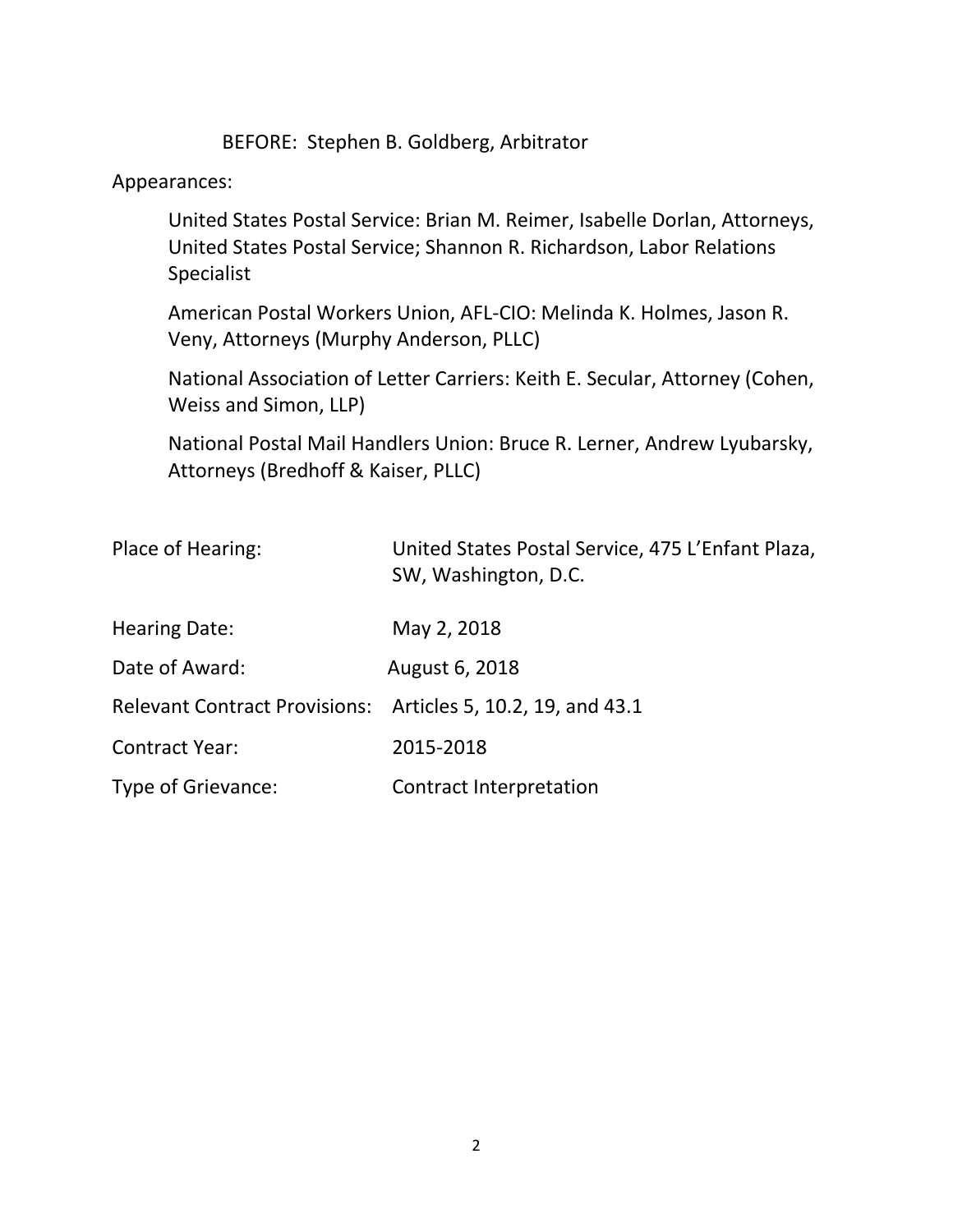BEFORE: Stephen B. Goldberg, Arbitrator

Appearances:

United States Postal Service: Brian M. Reimer, Isabelle Dorlan, Attorneys, United States Postal Service; Shannon R. Richardson, Labor Relations Specialist

American Postal Workers Union, AFL-CIO: Melinda K. Holmes, Jason R. Veny, Attorneys (Murphy Anderson, PLLC)

National Association of Letter Carriers: Keith E. Secular, Attorney (Cohen, Weiss and Simon, LLP)

National Postal Mail Handlers Union: Bruce R. Lerner, Andrew Lyubarsky, Attorneys (Bredhoff & Kaiser, PLLC)

| | |
|---|---|
| Place of Hearing: | United States Postal Service, 475 L'Enfant Plaza, SW, Washington, D.C. |
| Hearing Date: | May 2, 2018 |
| Date of Award: | August 6, 2018 |
| Relevant Contract Provisions: | Articles 5, 10.2, 19, and 43.1 |
| Contract Year: | 2015-2018 |
| Type of Grievance: | Contract Interpretation |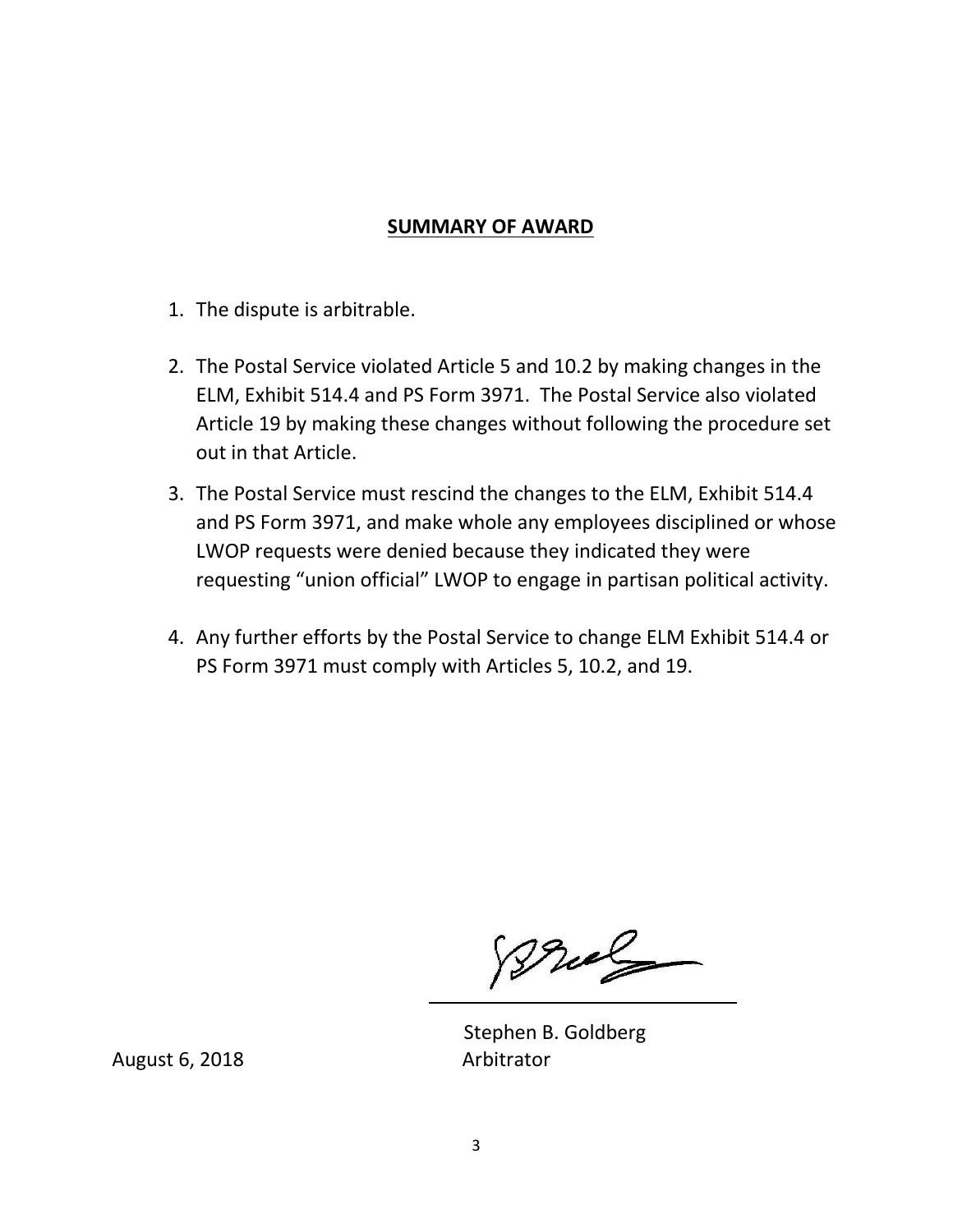## SUMMARY OF AWARD

1. The dispute is arbitrable.

2. The Postal Service violated Article 5 and 10.2 by making changes in the ELM, Exhibit 514.4 and PS Form 3971. The Postal Service also violated Article 19 by making these changes without following the procedure set out in that Article.

3. The Postal Service must rescind the changes to the ELM, Exhibit 514.4 and PS Form 3971, and make whole any employees disciplined or whose LWOP requests were denied because they indicated they were requesting "union official" LWOP to engage in partisan political activity.

4. Any further efforts by the Postal Service to change ELM Exhibit 514.4 or PS Form 3971 must comply with Articles 5, 10.2, and 19.

Stephen B. Goldberg
Arbitrator

August 6, 2018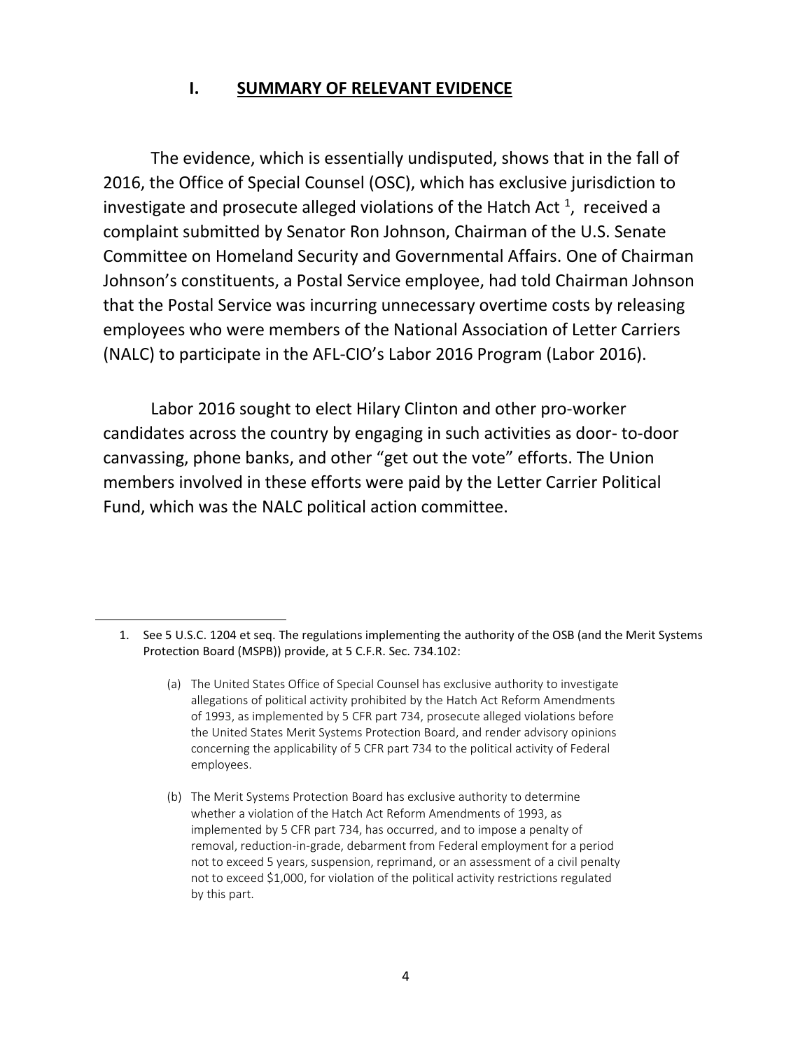## I. SUMMARY OF RELEVANT EVIDENCE

The evidence, which is essentially undisputed, shows that in the fall of 2016, the Office of Special Counsel (OSC), which has exclusive jurisdiction to investigate and prosecute alleged violations of the Hatch Act [1], received a complaint submitted by Senator Ron Johnson, Chairman of the U.S. Senate Committee on Homeland Security and Governmental Affairs. One of Chairman Johnson's constituents, a Postal Service employee, had told Chairman Johnson that the Postal Service was incurring unnecessary overtime costs by releasing employees who were members of the National Association of Letter Carriers (NALC) to participate in the AFL-CIO's Labor 2016 Program (Labor 2016).

Labor 2016 sought to elect Hilary Clinton and other pro-worker candidates across the country by engaging in such activities as door- to-door canvassing, phone banks, and other "get out the vote" efforts. The Union members involved in these efforts were paid by the Letter Carrier Political Fund, which was the NALC political action committee.

---

1. See 5 U.S.C. 1204 et seq. The regulations implementing the authority of the OSB (and the Merit Systems Protection Board (MSPB)) provide, at 5 C.F.R. Sec. 734.102:

   (a) The United States Office of Special Counsel has exclusive authority to investigate allegations of political activity prohibited by the Hatch Act Reform Amendments of 1993, as implemented by 5 CFR part 734, prosecute alleged violations before the United States Merit Systems Protection Board, and render advisory opinions concerning the applicability of 5 CFR part 734 to the political activity of Federal employees.

   (b) The Merit Systems Protection Board has exclusive authority to determine whether a violation of the Hatch Act Reform Amendments of 1993, as implemented by 5 CFR part 734, has occurred, and to impose a penalty of removal, reduction-in-grade, debarment from Federal employment for a period not to exceed 5 years, suspension, reprimand, or an assessment of a civil penalty not to exceed $1,000, for violation of the political activity restrictions regulated by this part.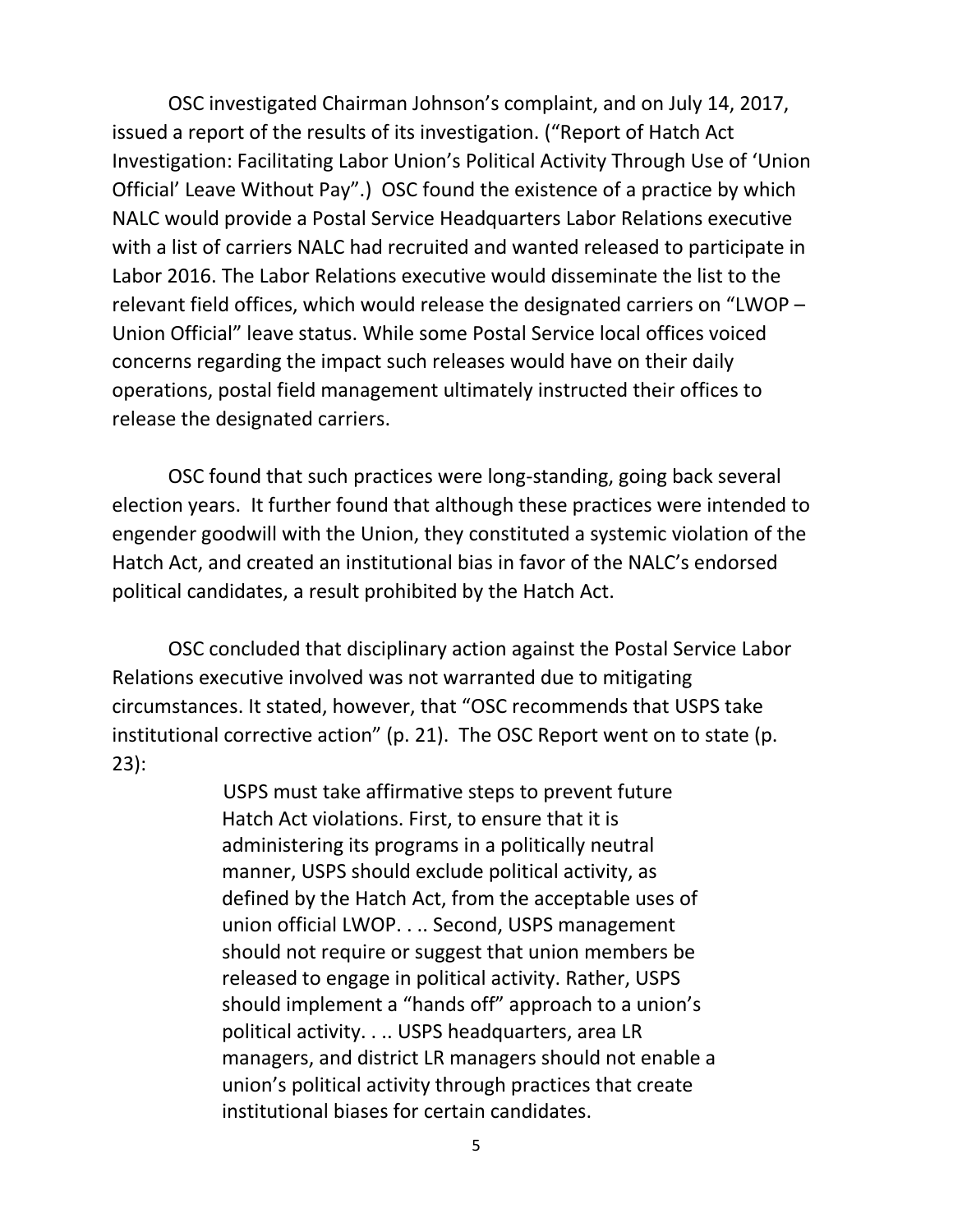OSC investigated Chairman Johnson's complaint, and on July 14, 2017, issued a report of the results of its investigation. ("Report of Hatch Act Investigation: Facilitating Labor Union's Political Activity Through Use of 'Union Official' Leave Without Pay".) OSC found the existence of a practice by which NALC would provide a Postal Service Headquarters Labor Relations executive with a list of carriers NALC had recruited and wanted released to participate in Labor 2016. The Labor Relations executive would disseminate the list to the relevant field offices, which would release the designated carriers on "LWOP – Union Official" leave status. While some Postal Service local offices voiced concerns regarding the impact such releases would have on their daily operations, postal field management ultimately instructed their offices to release the designated carriers.

OSC found that such practices were long-standing, going back several election years. It further found that although these practices were intended to engender goodwill with the Union, they constituted a systemic violation of the Hatch Act, and created an institutional bias in favor of the NALC's endorsed political candidates, a result prohibited by the Hatch Act.

OSC concluded that disciplinary action against the Postal Service Labor Relations executive involved was not warranted due to mitigating circumstances. It stated, however, that "OSC recommends that USPS take institutional corrective action" (p. 21). The OSC Report went on to state (p. 23):

> USPS must take affirmative steps to prevent future Hatch Act violations. First, to ensure that it is administering its programs in a politically neutral manner, USPS should exclude political activity, as defined by the Hatch Act, from the acceptable uses of union official LWOP. . .. Second, USPS management should not require or suggest that union members be released to engage in political activity. Rather, USPS should implement a "hands off" approach to a union's political activity. . .. USPS headquarters, area LR managers, and district LR managers should not enable a union's political activity through practices that create institutional biases for certain candidates.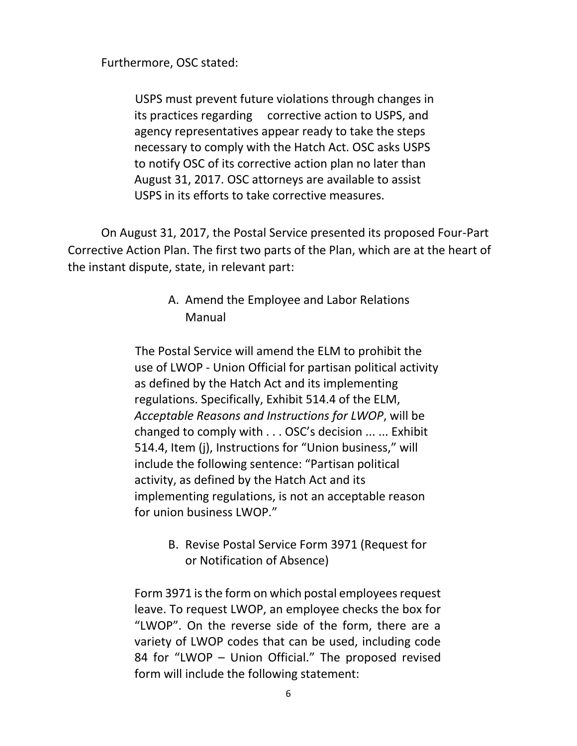Furthermore, OSC stated:

> USPS must prevent future violations through changes in its practices regarding corrective action to USPS, and agency representatives appear ready to take the steps necessary to comply with the Hatch Act. OSC asks USPS to notify OSC of its corrective action plan no later than August 31, 2017. OSC attorneys are available to assist USPS in its efforts to take corrective measures.

On August 31, 2017, the Postal Service presented its proposed Four-Part Corrective Action Plan. The first two parts of the Plan, which are at the heart of the instant dispute, state, in relevant part:

> A. Amend the Employee and Labor Relations Manual
>
> The Postal Service will amend the ELM to prohibit the use of LWOP - Union Official for partisan political activity as defined by the Hatch Act and its implementing regulations. Specifically, Exhibit 514.4 of the ELM, *Acceptable Reasons and Instructions for LWOP*, will be changed to comply with . . . OSC's decision ... ... Exhibit 514.4, Item (j), Instructions for "Union business," will include the following sentence: "Partisan political activity, as defined by the Hatch Act and its implementing regulations, is not an acceptable reason for union business LWOP."
>
> B. Revise Postal Service Form 3971 (Request for or Notification of Absence)
>
> Form 3971 is the form on which postal employees request leave. To request LWOP, an employee checks the box for "LWOP". On the reverse side of the form, there are a variety of LWOP codes that can be used, including code 84 for "LWOP – Union Official." The proposed revised form will include the following statement: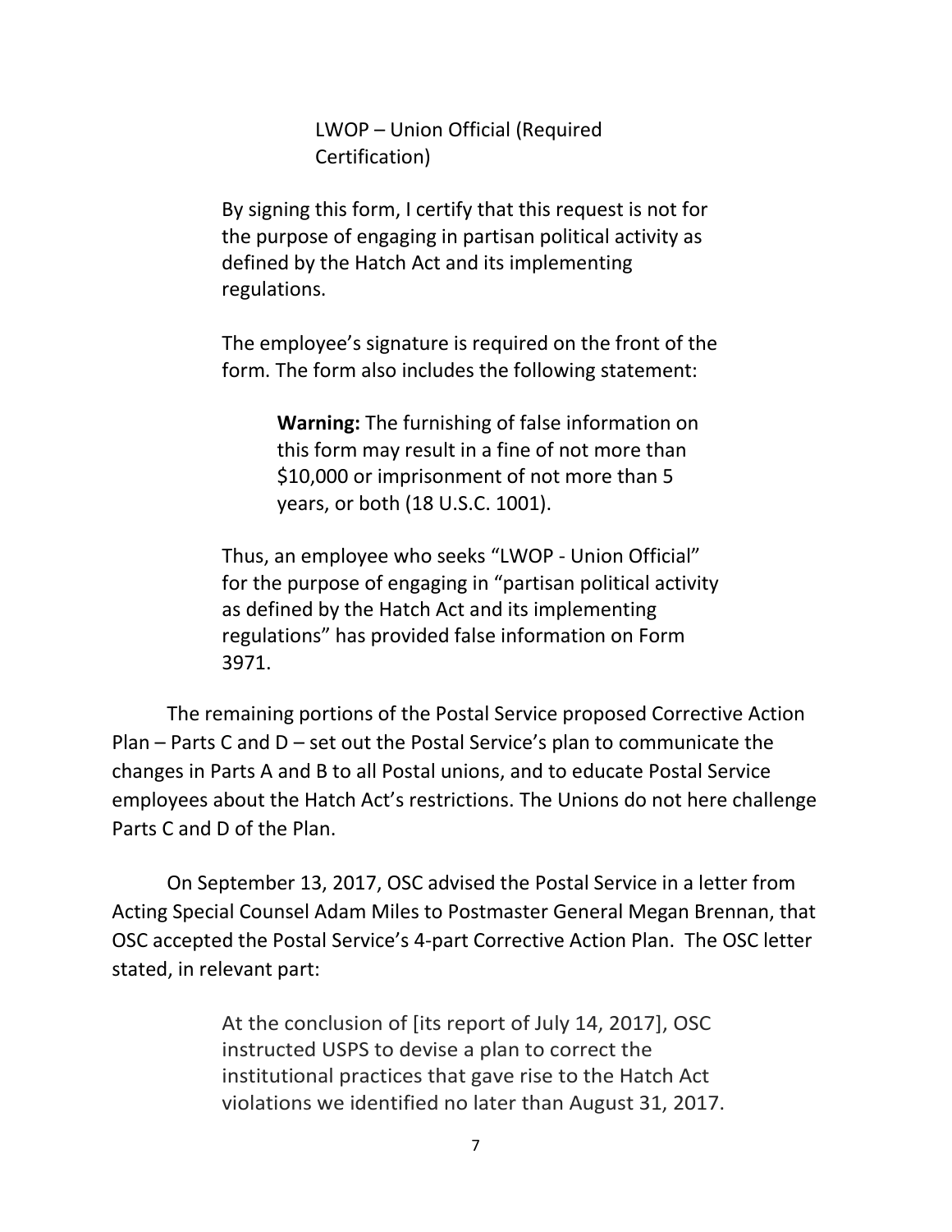> > LWOP – Union Official (Required Certification)
>
> By signing this form, I certify that this request is not for the purpose of engaging in partisan political activity as defined by the Hatch Act and its implementing regulations.
>
> The employee's signature is required on the front of the form. The form also includes the following statement:
>
> > **Warning:** The furnishing of false information on this form may result in a fine of not more than $10,000 or imprisonment of not more than 5 years, or both (18 U.S.C. 1001).
>
> Thus, an employee who seeks "LWOP - Union Official" for the purpose of engaging in "partisan political activity as defined by the Hatch Act and its implementing regulations" has provided false information on Form 3971.

The remaining portions of the Postal Service proposed Corrective Action Plan – Parts C and D – set out the Postal Service's plan to communicate the changes in Parts A and B to all Postal unions, and to educate Postal Service employees about the Hatch Act's restrictions. The Unions do not here challenge Parts C and D of the Plan.

On September 13, 2017, OSC advised the Postal Service in a letter from Acting Special Counsel Adam Miles to Postmaster General Megan Brennan, that OSC accepted the Postal Service's 4-part Corrective Action Plan. The OSC letter stated, in relevant part:

> At the conclusion of [its report of July 14, 2017], OSC instructed USPS to devise a plan to correct the institutional practices that gave rise to the Hatch Act violations we identified no later than August 31, 2017.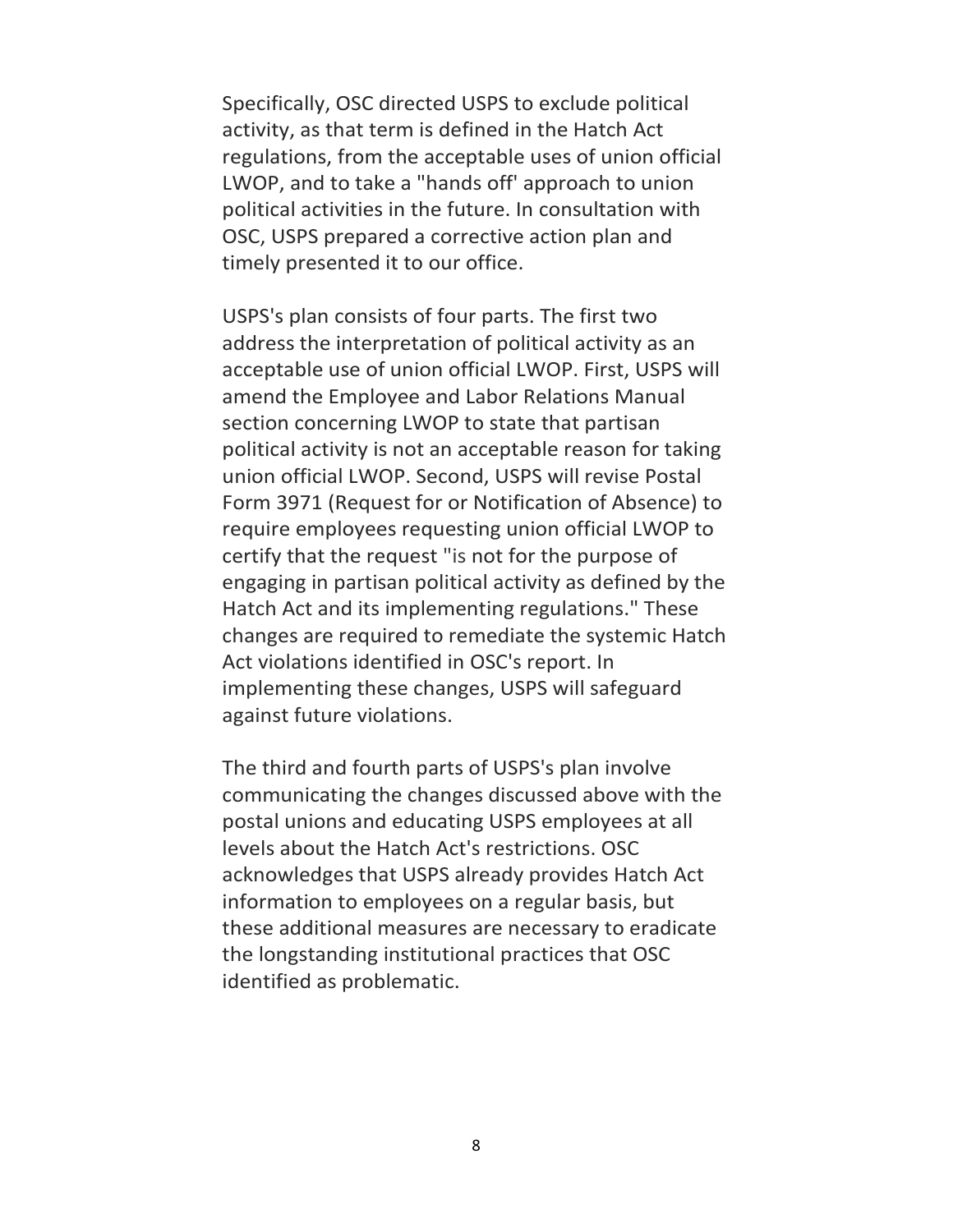Specifically, OSC directed USPS to exclude political activity, as that term is defined in the Hatch Act regulations, from the acceptable uses of union official LWOP, and to take a "hands off' approach to union political activities in the future. In consultation with OSC, USPS prepared a corrective action plan and timely presented it to our office.

USPS's plan consists of four parts. The first two address the interpretation of political activity as an acceptable use of union official LWOP. First, USPS will amend the Employee and Labor Relations Manual section concerning LWOP to state that partisan political activity is not an acceptable reason for taking union official LWOP. Second, USPS will revise Postal Form 3971 (Request for or Notification of Absence) to require employees requesting union official LWOP to certify that the request "is not for the purpose of engaging in partisan political activity as defined by the Hatch Act and its implementing regulations." These changes are required to remediate the systemic Hatch Act violations identified in OSC's report. In implementing these changes, USPS will safeguard against future violations.

The third and fourth parts of USPS's plan involve communicating the changes discussed above with the postal unions and educating USPS employees at all levels about the Hatch Act's restrictions. OSC acknowledges that USPS already provides Hatch Act information to employees on a regular basis, but these additional measures are necessary to eradicate the longstanding institutional practices that OSC identified as problematic.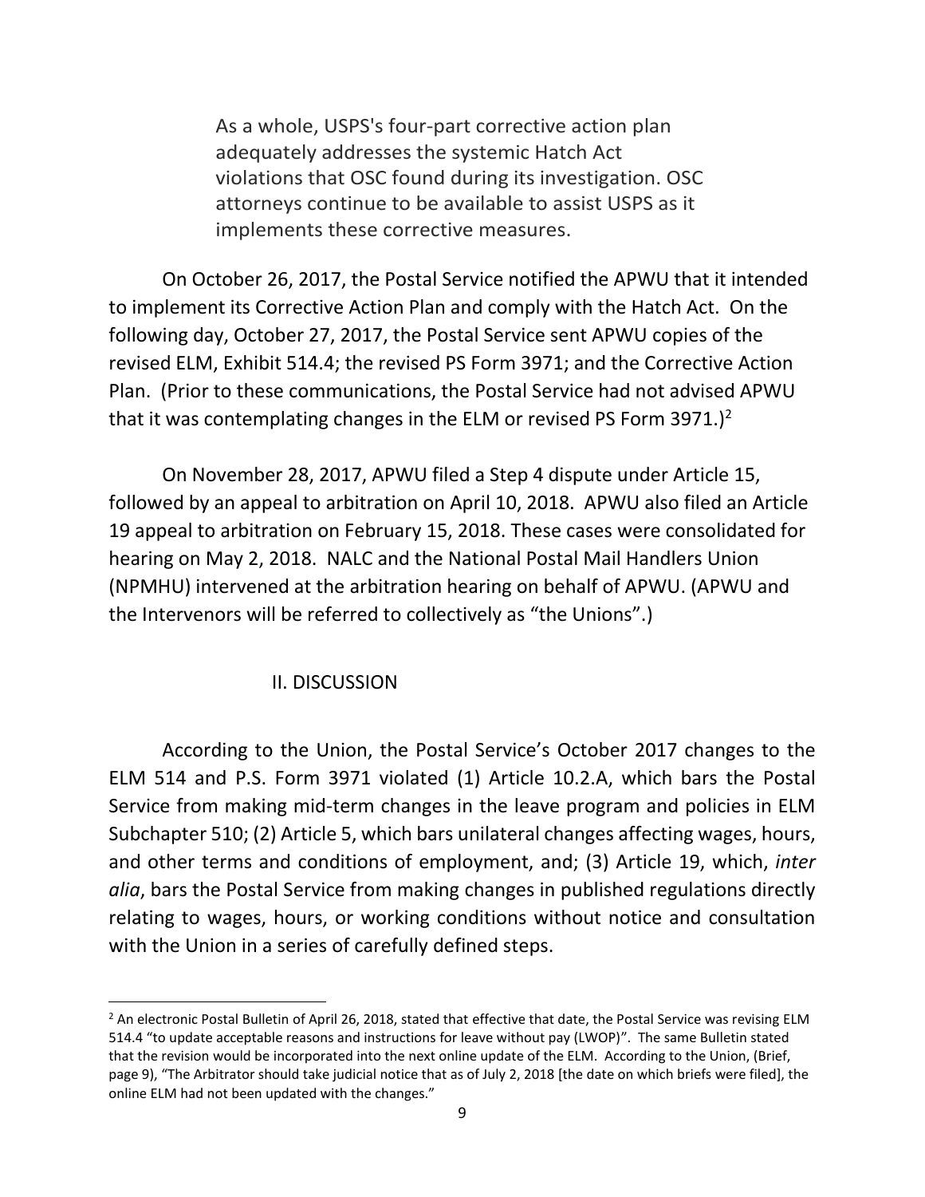> As a whole, USPS's four-part corrective action plan adequately addresses the systemic Hatch Act violations that OSC found during its investigation. OSC attorneys continue to be available to assist USPS as it implements these corrective measures.

On October 26, 2017, the Postal Service notified the APWU that it intended to implement its Corrective Action Plan and comply with the Hatch Act. On the following day, October 27, 2017, the Postal Service sent APWU copies of the revised ELM, Exhibit 514.4; the revised PS Form 3971; and the Corrective Action Plan. (Prior to these communications, the Postal Service had not advised APWU that it was contemplating changes in the ELM or revised PS Form 3971.)[2]

On November 28, 2017, APWU filed a Step 4 dispute under Article 15, followed by an appeal to arbitration on April 10, 2018. APWU also filed an Article 19 appeal to arbitration on February 15, 2018. These cases were consolidated for hearing on May 2, 2018. NALC and the National Postal Mail Handlers Union (NPMHU) intervened at the arbitration hearing on behalf of APWU. (APWU and the Intervenors will be referred to collectively as "the Unions".)

## II. DISCUSSION

According to the Union, the Postal Service's October 2017 changes to the ELM 514 and P.S. Form 3971 violated (1) Article 10.2.A, which bars the Postal Service from making mid-term changes in the leave program and policies in ELM Subchapter 510; (2) Article 5, which bars unilateral changes affecting wages, hours, and other terms and conditions of employment, and; (3) Article 19, which, *inter alia*, bars the Postal Service from making changes in published regulations directly relating to wages, hours, or working conditions without notice and consultation with the Union in a series of carefully defined steps.

---

[2] An electronic Postal Bulletin of April 26, 2018, stated that effective that date, the Postal Service was revising ELM 514.4 "to update acceptable reasons and instructions for leave without pay (LWOP)". The same Bulletin stated that the revision would be incorporated into the next online update of the ELM. According to the Union, (Brief, page 9), "The Arbitrator should take judicial notice that as of July 2, 2018 [the date on which briefs were filed], the online ELM had not been updated with the changes."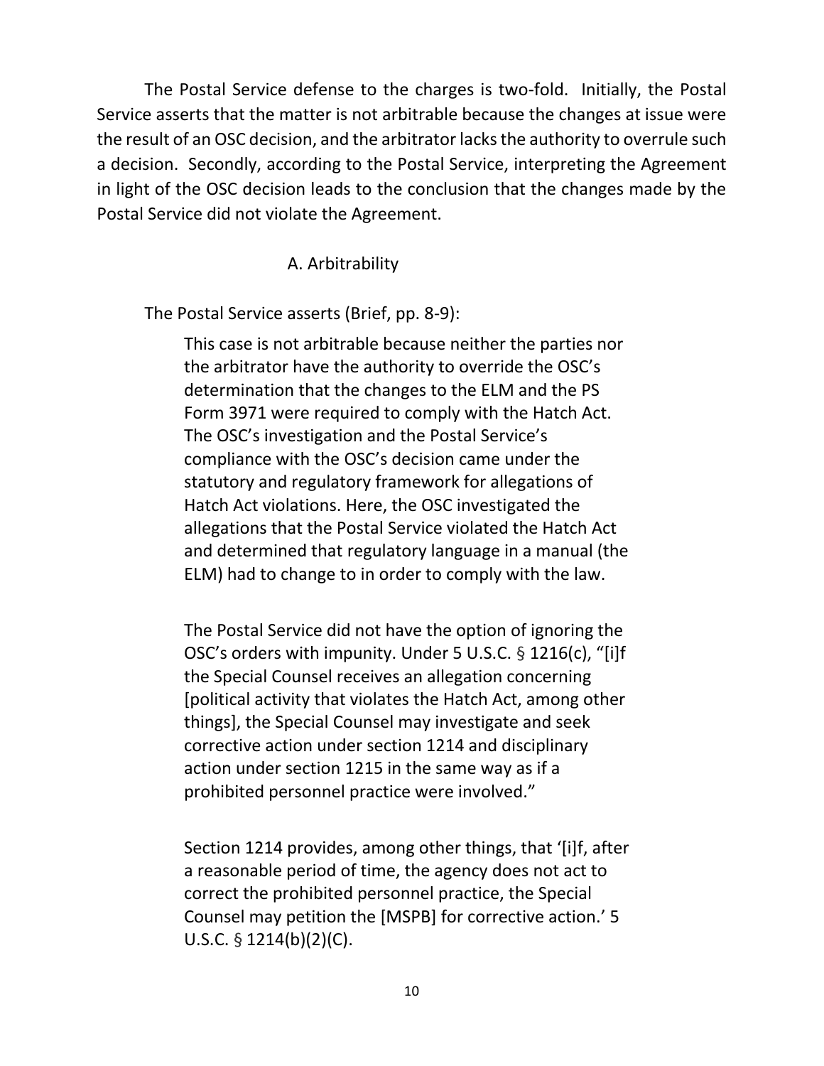The Postal Service defense to the charges is two-fold. Initially, the Postal Service asserts that the matter is not arbitrable because the changes at issue were the result of an OSC decision, and the arbitrator lacks the authority to overrule such a decision. Secondly, according to the Postal Service, interpreting the Agreement in light of the OSC decision leads to the conclusion that the changes made by the Postal Service did not violate the Agreement.

### A. Arbitrability

The Postal Service asserts (Brief, pp. 8-9):

> This case is not arbitrable because neither the parties nor the arbitrator have the authority to override the OSC's determination that the changes to the ELM and the PS Form 3971 were required to comply with the Hatch Act. The OSC's investigation and the Postal Service's compliance with the OSC's decision came under the statutory and regulatory framework for allegations of Hatch Act violations. Here, the OSC investigated the allegations that the Postal Service violated the Hatch Act and determined that regulatory language in a manual (the ELM) had to change to in order to comply with the law.
>
> The Postal Service did not have the option of ignoring the OSC's orders with impunity. Under 5 U.S.C. § 1216(c), "[i]f the Special Counsel receives an allegation concerning [political activity that violates the Hatch Act, among other things], the Special Counsel may investigate and seek corrective action under section 1214 and disciplinary action under section 1215 in the same way as if a prohibited personnel practice were involved."
>
> Section 1214 provides, among other things, that '[i]f, after a reasonable period of time, the agency does not act to correct the prohibited personnel practice, the Special Counsel may petition the [MSPB] for corrective action.' 5 U.S.C. § 1214(b)(2)(C).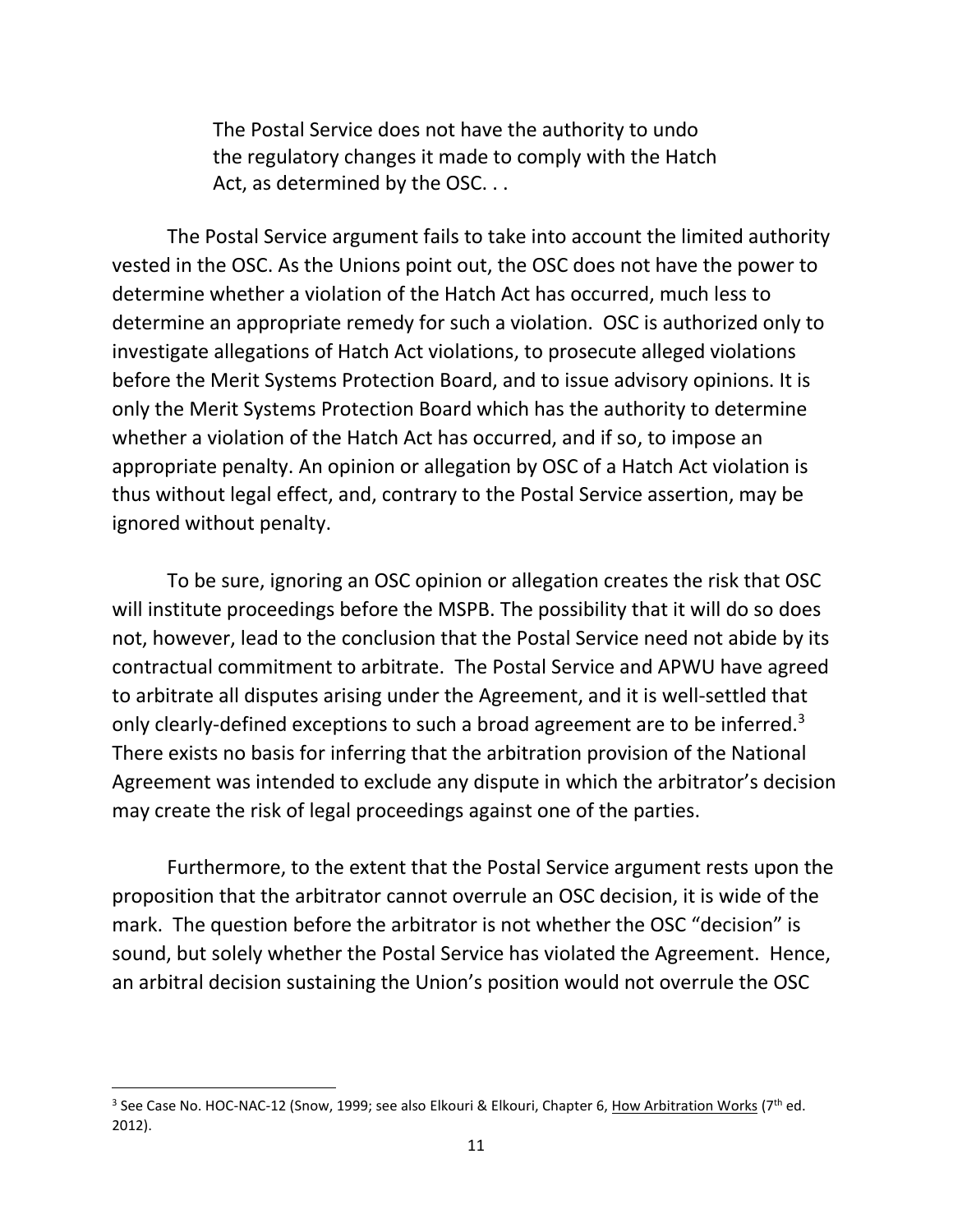> The Postal Service does not have the authority to undo the regulatory changes it made to comply with the Hatch Act, as determined by the OSC. . .

The Postal Service argument fails to take into account the limited authority vested in the OSC. As the Unions point out, the OSC does not have the power to determine whether a violation of the Hatch Act has occurred, much less to determine an appropriate remedy for such a violation. OSC is authorized only to investigate allegations of Hatch Act violations, to prosecute alleged violations before the Merit Systems Protection Board, and to issue advisory opinions. It is only the Merit Systems Protection Board which has the authority to determine whether a violation of the Hatch Act has occurred, and if so, to impose an appropriate penalty. An opinion or allegation by OSC of a Hatch Act violation is thus without legal effect, and, contrary to the Postal Service assertion, may be ignored without penalty.

To be sure, ignoring an OSC opinion or allegation creates the risk that OSC will institute proceedings before the MSPB. The possibility that it will do so does not, however, lead to the conclusion that the Postal Service need not abide by its contractual commitment to arbitrate. The Postal Service and APWU have agreed to arbitrate all disputes arising under the Agreement, and it is well-settled that only clearly-defined exceptions to such a broad agreement are to be inferred.[3] There exists no basis for inferring that the arbitration provision of the National Agreement was intended to exclude any dispute in which the arbitrator's decision may create the risk of legal proceedings against one of the parties.

Furthermore, to the extent that the Postal Service argument rests upon the proposition that the arbitrator cannot overrule an OSC decision, it is wide of the mark. The question before the arbitrator is not whether the OSC "decision" is sound, but solely whether the Postal Service has violated the Agreement. Hence, an arbitral decision sustaining the Union's position would not overrule the OSC

---

[3] See Case No. HOC-NAC-12 (Snow, 1999; see also Elkouri & Elkouri, Chapter 6, How Arbitration Works (7th ed. 2012).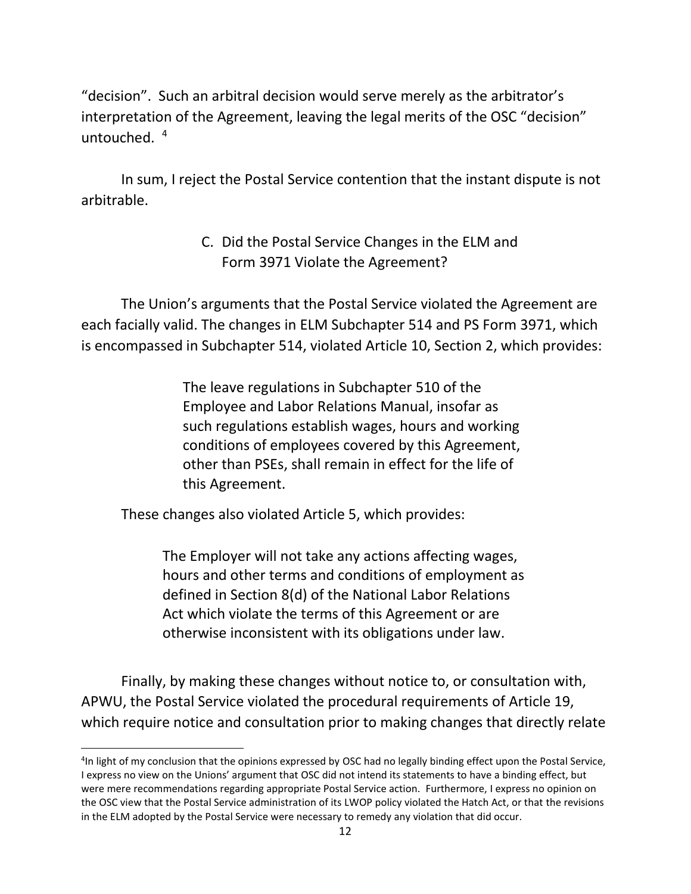"decision". Such an arbitral decision would serve merely as the arbitrator's interpretation of the Agreement, leaving the legal merits of the OSC "decision" untouched. [4]

In sum, I reject the Postal Service contention that the instant dispute is not arbitrable.

### C. Did the Postal Service Changes in the ELM and Form 3971 Violate the Agreement?

The Union's arguments that the Postal Service violated the Agreement are each facially valid. The changes in ELM Subchapter 514 and PS Form 3971, which is encompassed in Subchapter 514, violated Article 10, Section 2, which provides:

> The leave regulations in Subchapter 510 of the Employee and Labor Relations Manual, insofar as such regulations establish wages, hours and working conditions of employees covered by this Agreement, other than PSEs, shall remain in effect for the life of this Agreement.

These changes also violated Article 5, which provides:

> The Employer will not take any actions affecting wages, hours and other terms and conditions of employment as defined in Section 8(d) of the National Labor Relations Act which violate the terms of this Agreement or are otherwise inconsistent with its obligations under law.

Finally, by making these changes without notice to, or consultation with, APWU, the Postal Service violated the procedural requirements of Article 19, which require notice and consultation prior to making changes that directly relate

---

[4] In light of my conclusion that the opinions expressed by OSC had no legally binding effect upon the Postal Service, I express no view on the Unions' argument that OSC did not intend its statements to have a binding effect, but were mere recommendations regarding appropriate Postal Service action. Furthermore, I express no opinion on the OSC view that the Postal Service administration of its LWOP policy violated the Hatch Act, or that the revisions in the ELM adopted by the Postal Service were necessary to remedy any violation that did occur.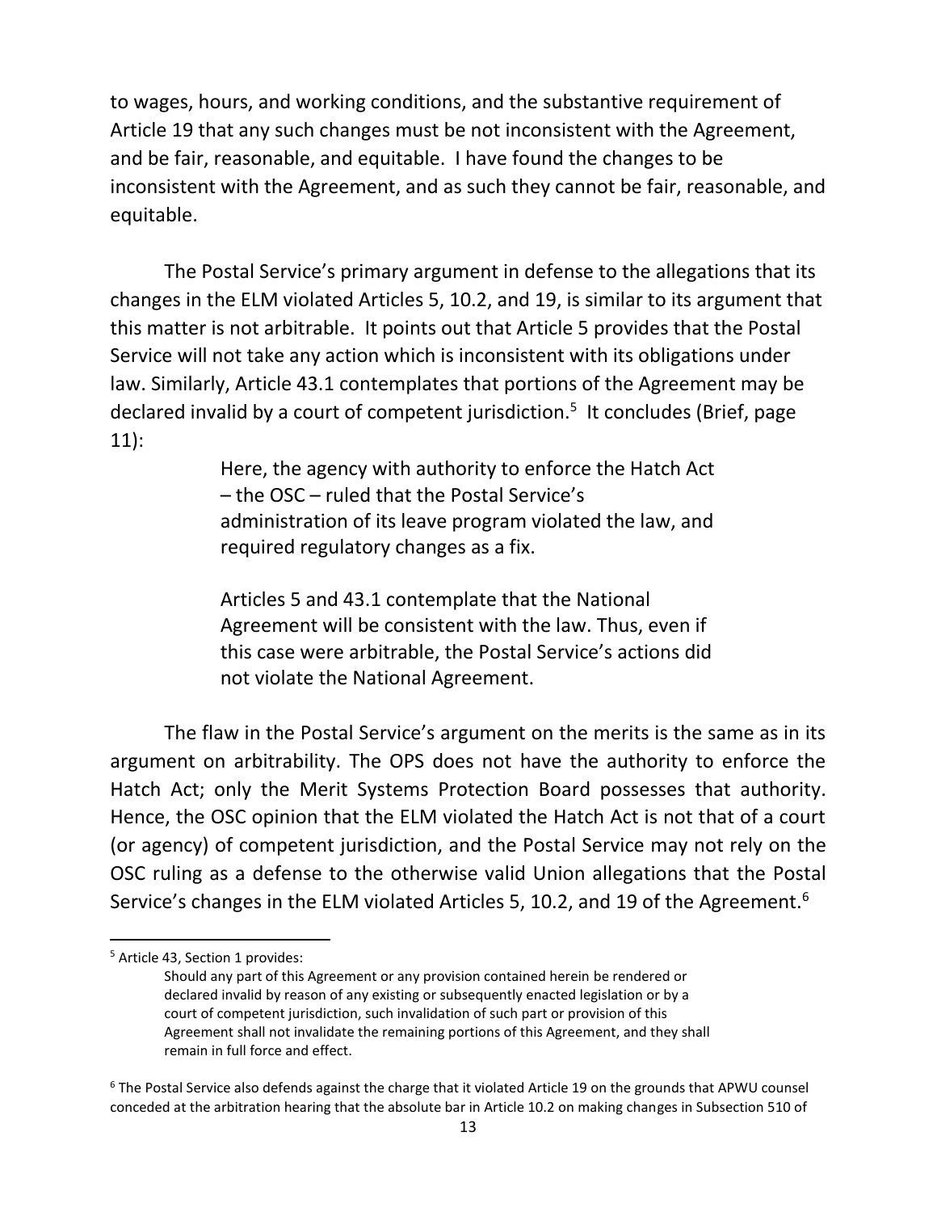to wages, hours, and working conditions, and the substantive requirement of Article 19 that any such changes must be not inconsistent with the Agreement, and be fair, reasonable, and equitable. I have found the changes to be inconsistent with the Agreement, and as such they cannot be fair, reasonable, and equitable.

The Postal Service's primary argument in defense to the allegations that its changes in the ELM violated Articles 5, 10.2, and 19, is similar to its argument that this matter is not arbitrable. It points out that Article 5 provides that the Postal Service will not take any action which is inconsistent with its obligations under law. Similarly, Article 43.1 contemplates that portions of the Agreement may be declared invalid by a court of competent jurisdiction.[5] It concludes (Brief, page 11):

> Here, the agency with authority to enforce the Hatch Act – the OSC – ruled that the Postal Service's administration of its leave program violated the law, and required regulatory changes as a fix.
>
> Articles 5 and 43.1 contemplate that the National Agreement will be consistent with the law. Thus, even if this case were arbitrable, the Postal Service's actions did not violate the National Agreement.

The flaw in the Postal Service's argument on the merits is the same as in its argument on arbitrability. The OPS does not have the authority to enforce the Hatch Act; only the Merit Systems Protection Board possesses that authority. Hence, the OSC opinion that the ELM violated the Hatch Act is not that of a court (or agency) of competent jurisdiction, and the Postal Service may not rely on the OSC ruling as a defense to the otherwise valid Union allegations that the Postal Service's changes in the ELM violated Articles 5, 10.2, and 19 of the Agreement.[6]

---

[5] Article 43, Section 1 provides:

> Should any part of this Agreement or any provision contained herein be rendered or declared invalid by reason of any existing or subsequently enacted legislation or by a court of competent jurisdiction, such invalidation of such part or provision of this Agreement shall not invalidate the remaining portions of this Agreement, and they shall remain in full force and effect.

[6] The Postal Service also defends against the charge that it violated Article 19 on the grounds that APWU counsel conceded at the arbitration hearing that the absolute bar in Article 10.2 on making changes in Subsection 510 of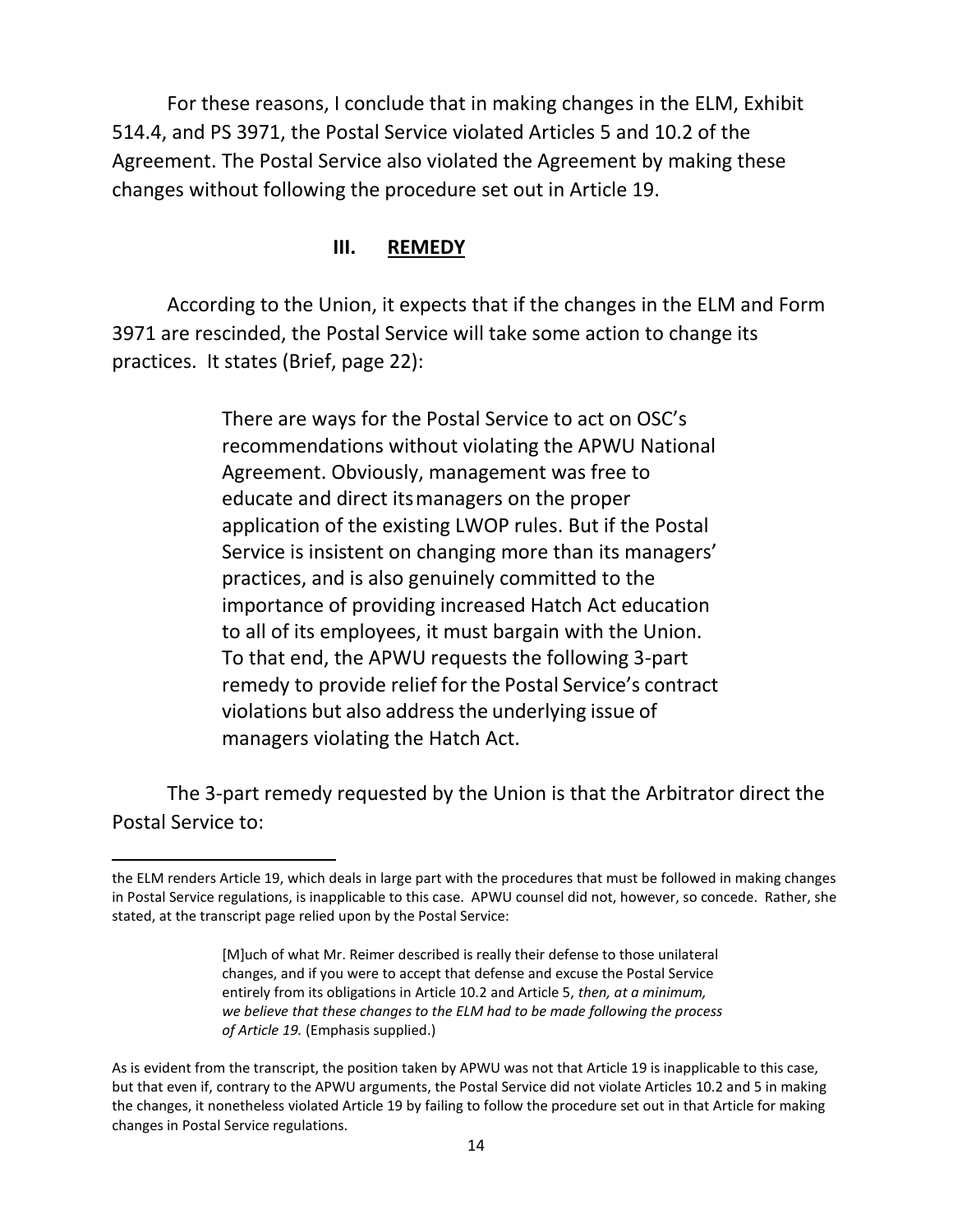For these reasons, I conclude that in making changes in the ELM, Exhibit 514.4, and PS 3971, the Postal Service violated Articles 5 and 10.2 of the Agreement. The Postal Service also violated the Agreement by making these changes without following the procedure set out in Article 19.

## III. REMEDY

According to the Union, it expects that if the changes in the ELM and Form 3971 are rescinded, the Postal Service will take some action to change its practices. It states (Brief, page 22):

> There are ways for the Postal Service to act on OSC's recommendations without violating the APWU National Agreement. Obviously, management was free to educate and direct its managers on the proper application of the existing LWOP rules. But if the Postal Service is insistent on changing more than its managers' practices, and is also genuinely committed to the importance of providing increased Hatch Act education to all of its employees, it must bargain with the Union. To that end, the APWU requests the following 3-part remedy to provide relief for the Postal Service's contract violations but also address the underlying issue of managers violating the Hatch Act.

The 3-part remedy requested by the Union is that the Arbitrator direct the Postal Service to:

---

the ELM renders Article 19, which deals in large part with the procedures that must be followed in making changes in Postal Service regulations, is inapplicable to this case. APWU counsel did not, however, so concede. Rather, she stated, at the transcript page relied upon by the Postal Service:

> [M]uch of what Mr. Reimer described is really their defense to those unilateral changes, and if you were to accept that defense and excuse the Postal Service entirely from its obligations in Article 10.2 and Article 5, *then, at a minimum, we believe that these changes to the ELM had to be made following the process of Article 19.* (Emphasis supplied.)

As is evident from the transcript, the position taken by APWU was not that Article 19 is inapplicable to this case, but that even if, contrary to the APWU arguments, the Postal Service did not violate Articles 10.2 and 5 in making the changes, it nonetheless violated Article 19 by failing to follow the procedure set out in that Article for making changes in Postal Service regulations.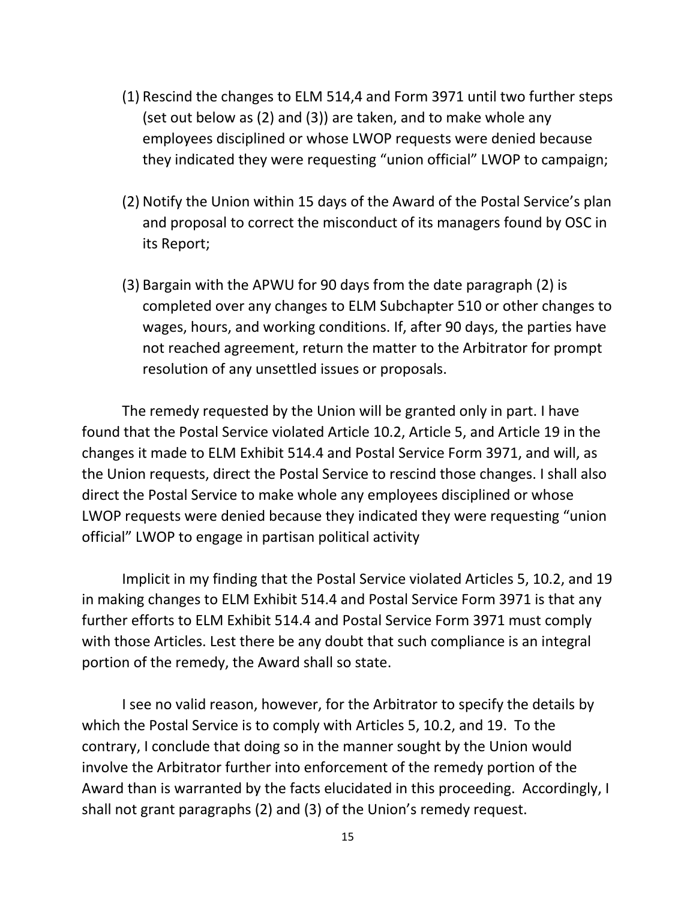(1) Rescind the changes to ELM 514,4 and Form 3971 until two further steps (set out below as (2) and (3)) are taken, and to make whole any employees disciplined or whose LWOP requests were denied because they indicated they were requesting "union official" LWOP to campaign;

(2) Notify the Union within 15 days of the Award of the Postal Service's plan and proposal to correct the misconduct of its managers found by OSC in its Report;

(3) Bargain with the APWU for 90 days from the date paragraph (2) is completed over any changes to ELM Subchapter 510 or other changes to wages, hours, and working conditions. If, after 90 days, the parties have not reached agreement, return the matter to the Arbitrator for prompt resolution of any unsettled issues or proposals.

The remedy requested by the Union will be granted only in part. I have found that the Postal Service violated Article 10.2, Article 5, and Article 19 in the changes it made to ELM Exhibit 514.4 and Postal Service Form 3971, and will, as the Union requests, direct the Postal Service to rescind those changes. I shall also direct the Postal Service to make whole any employees disciplined or whose LWOP requests were denied because they indicated they were requesting "union official" LWOP to engage in partisan political activity

Implicit in my finding that the Postal Service violated Articles 5, 10.2, and 19 in making changes to ELM Exhibit 514.4 and Postal Service Form 3971 is that any further efforts to ELM Exhibit 514.4 and Postal Service Form 3971 must comply with those Articles. Lest there be any doubt that such compliance is an integral portion of the remedy, the Award shall so state.

I see no valid reason, however, for the Arbitrator to specify the details by which the Postal Service is to comply with Articles 5, 10.2, and 19. To the contrary, I conclude that doing so in the manner sought by the Union would involve the Arbitrator further into enforcement of the remedy portion of the Award than is warranted by the facts elucidated in this proceeding. Accordingly, I shall not grant paragraphs (2) and (3) of the Union's remedy request.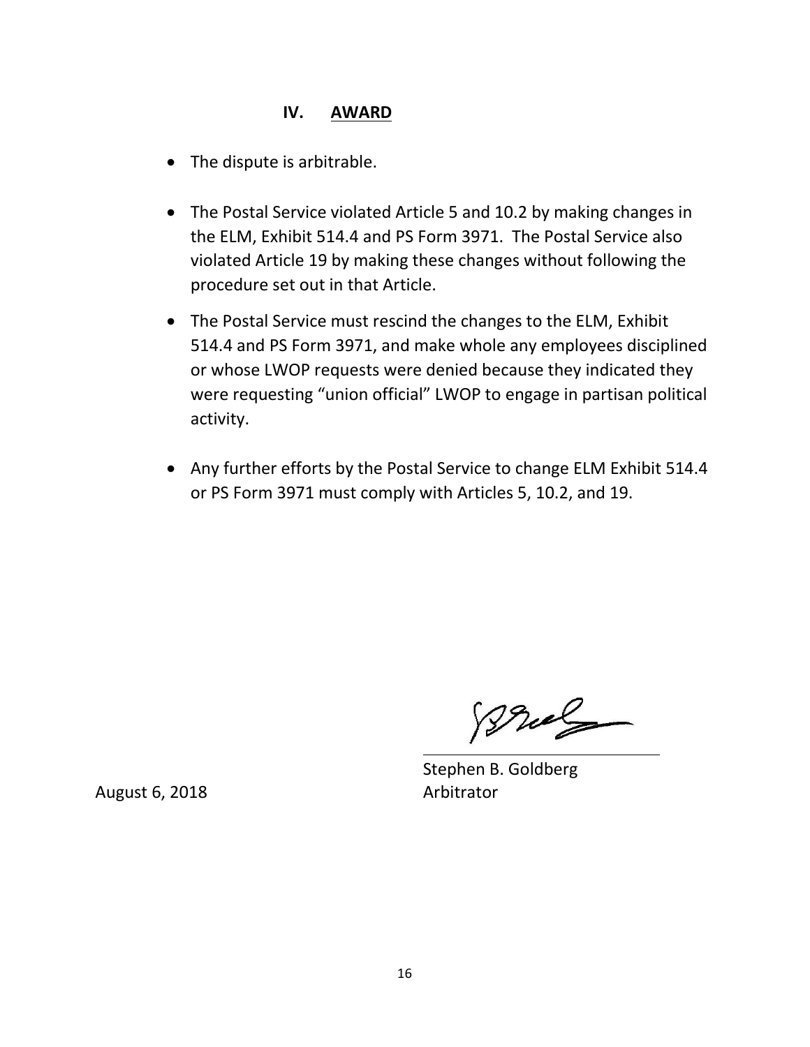## IV. AWARD

- The dispute is arbitrable.
- The Postal Service violated Article 5 and 10.2 by making changes in the ELM, Exhibit 514.4 and PS Form 3971. The Postal Service also violated Article 19 by making these changes without following the procedure set out in that Article.
- The Postal Service must rescind the changes to the ELM, Exhibit 514.4 and PS Form 3971, and make whole any employees disciplined or whose LWOP requests were denied because they indicated they were requesting "union official" LWOP to engage in partisan political activity.
- Any further efforts by the Postal Service to change ELM Exhibit 514.4 or PS Form 3971 must comply with Articles 5, 10.2, and 19.

Stephen B. Goldberg
Arbitrator

August 6, 2018